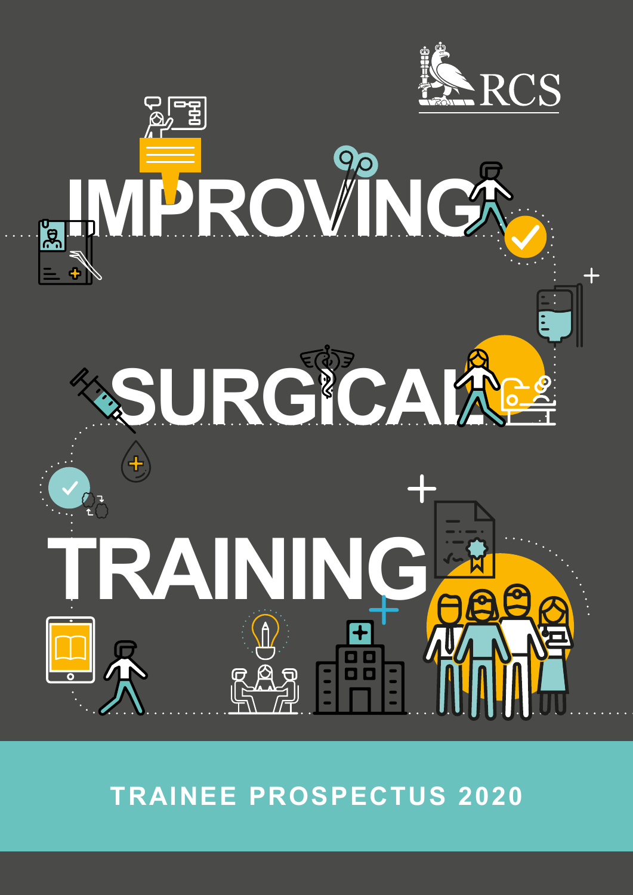RCS

# IMPROVING SURGICAL TRAINING

TRAINEE PROSPECTUS 2020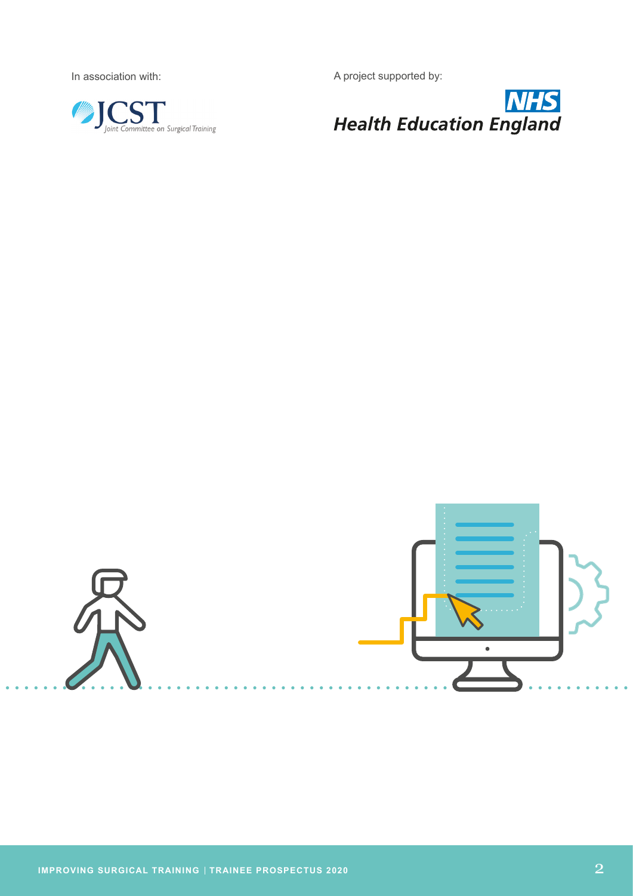In association with:

JCST
Joint Committee on Surgical Training

A project supported by:

NHS
Health Education England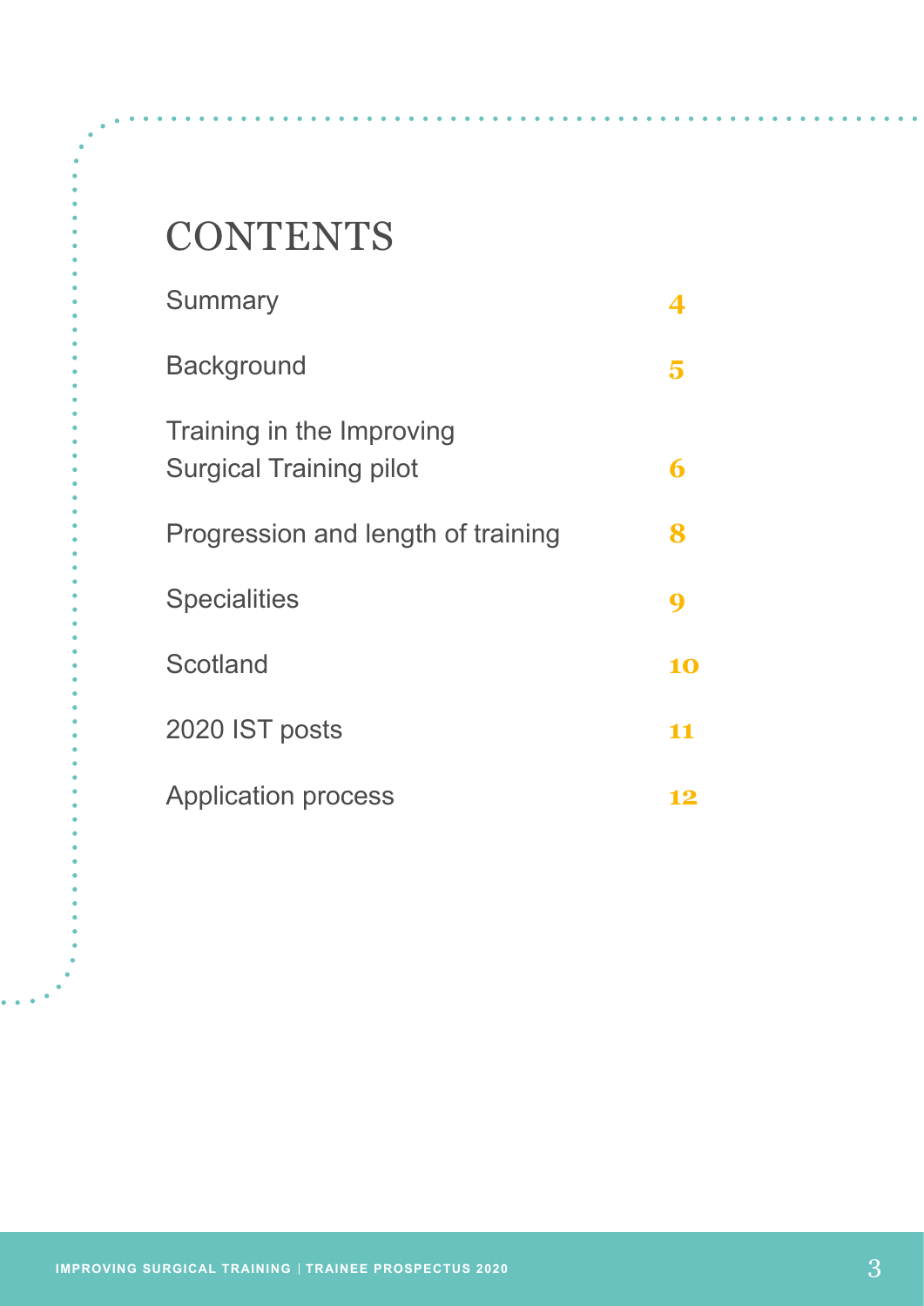# CONTENTS

| | |
|---|---|
| Summary | 4 |
| Background | 5 |
| Training in the Improving Surgical Training pilot | 6 |
| Progression and length of training | 8 |
| Specialities | 9 |
| Scotland | 10 |
| 2020 IST posts | 11 |
| Application process | 12 |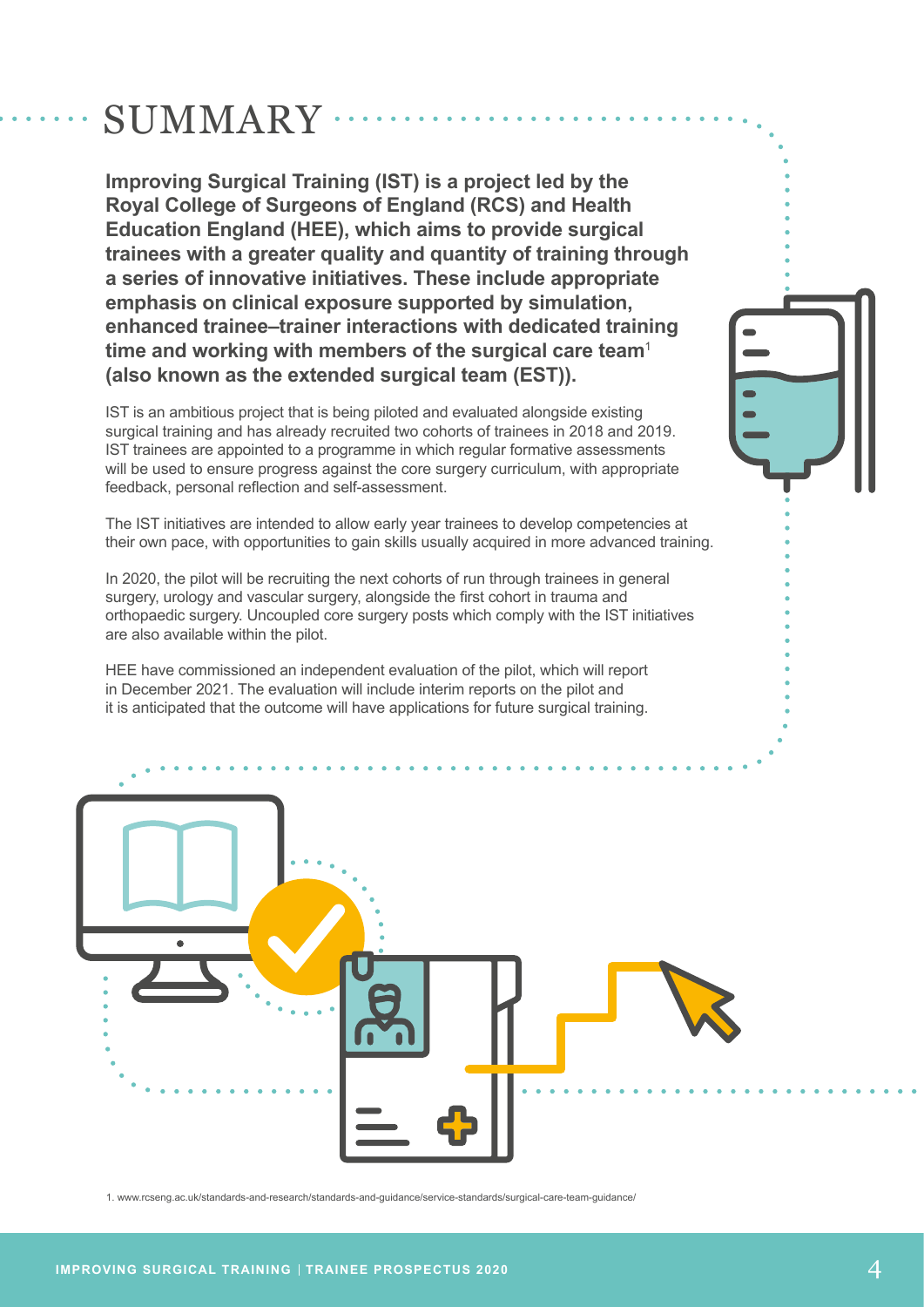# SUMMARY

**Improving Surgical Training (IST) is a project led by the Royal College of Surgeons of England (RCS) and Health Education England (HEE), which aims to provide surgical trainees with a greater quality and quantity of training through a series of innovative initiatives. These include appropriate emphasis on clinical exposure supported by simulation, enhanced trainee–trainer interactions with dedicated training time and working with members of the surgical care team[1] (also known as the extended surgical team (EST)).**

IST is an ambitious project that is being piloted and evaluated alongside existing surgical training and has already recruited two cohorts of trainees in 2018 and 2019. IST trainees are appointed to a programme in which regular formative assessments will be used to ensure progress against the core surgery curriculum, with appropriate feedback, personal reflection and self-assessment.

The IST initiatives are intended to allow early year trainees to develop competencies at their own pace, with opportunities to gain skills usually acquired in more advanced training.

In 2020, the pilot will be recruiting the next cohorts of run through trainees in general surgery, urology and vascular surgery, alongside the first cohort in trauma and orthopaedic surgery. Uncoupled core surgery posts which comply with the IST initiatives are also available within the pilot.

HEE have commissioned an independent evaluation of the pilot, which will report in December 2021. The evaluation will include interim reports on the pilot and it is anticipated that the outcome will have applications for future surgical training.

1. www.rcseng.ac.uk/standards-and-research/standards-and-guidance/service-standards/surgical-care-team-guidance/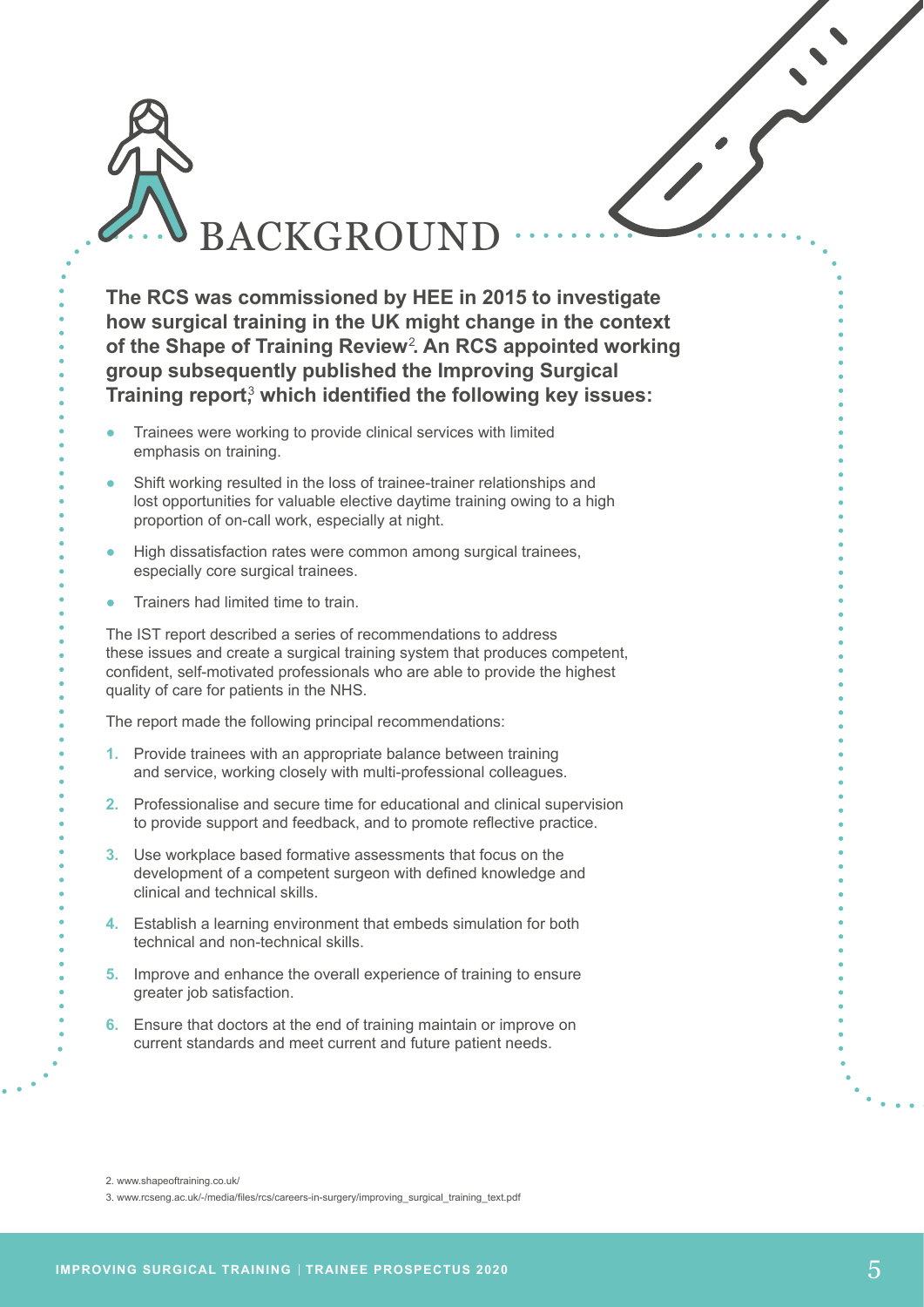# BACKGROUND

**The RCS was commissioned by HEE in 2015 to investigate how surgical training in the UK might change in the context of the Shape of Training Review[2]. An RCS appointed working group subsequently published the Improving Surgical Training report,[3] which identified the following key issues:**

- Trainees were working to provide clinical services with limited emphasis on training.
- Shift working resulted in the loss of trainee-trainer relationships and lost opportunities for valuable elective daytime training owing to a high proportion of on-call work, especially at night.
- High dissatisfaction rates were common among surgical trainees, especially core surgical trainees.
- Trainers had limited time to train.

The IST report described a series of recommendations to address these issues and create a surgical training system that produces competent, confident, self-motivated professionals who are able to provide the highest quality of care for patients in the NHS.

The report made the following principal recommendations:

1. Provide trainees with an appropriate balance between training and service, working closely with multi-professional colleagues.
2. Professionalise and secure time for educational and clinical supervision to provide support and feedback, and to promote reflective practice.
3. Use workplace based formative assessments that focus on the development of a competent surgeon with defined knowledge and clinical and technical skills.
4. Establish a learning environment that embeds simulation for both technical and non-technical skills.
5. Improve and enhance the overall experience of training to ensure greater job satisfaction.
6. Ensure that doctors at the end of training maintain or improve on current standards and meet current and future patient needs.

2. www.shapeoftraining.co.uk/

3. www.rcseng.ac.uk/-/media/files/rcs/careers-in-surgery/improving_surgical_training_text.pdf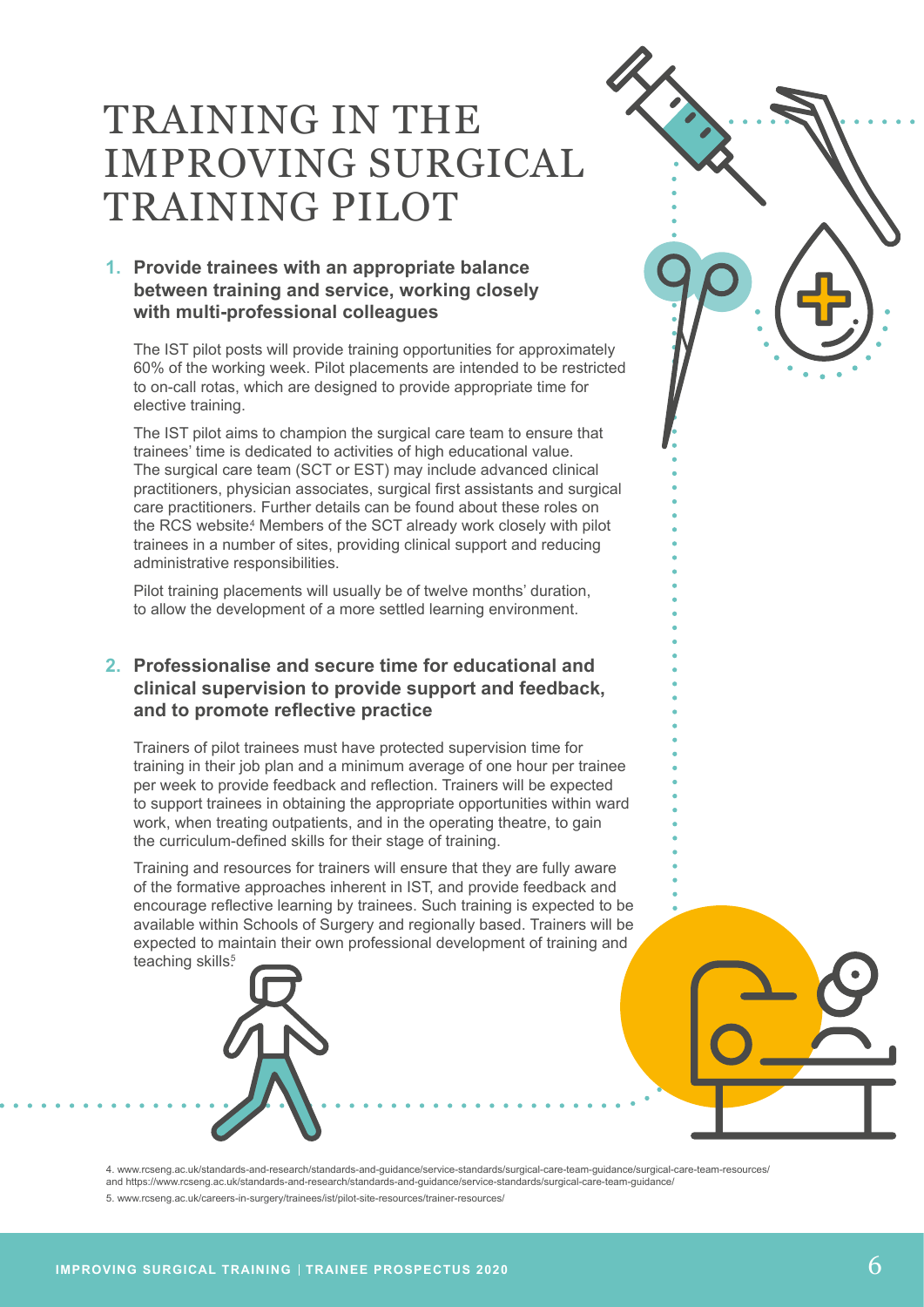# TRAINING IN THE IMPROVING SURGICAL TRAINING PILOT

## 1. Provide trainees with an appropriate balance between training and service, working closely with multi-professional colleagues

The IST pilot posts will provide training opportunities for approximately 60% of the working week. Pilot placements are intended to be restricted to on-call rotas, which are designed to provide appropriate time for elective training.

The IST pilot aims to champion the surgical care team to ensure that trainees' time is dedicated to activities of high educational value. The surgical care team (SCT or EST) may include advanced clinical practitioners, physician associates, surgical first assistants and surgical care practitioners. Further details can be found about these roles on the RCS website.[4] Members of the SCT already work closely with pilot trainees in a number of sites, providing clinical support and reducing administrative responsibilities.

Pilot training placements will usually be of twelve months' duration, to allow the development of a more settled learning environment.

## 2. Professionalise and secure time for educational and clinical supervision to provide support and feedback, and to promote reflective practice

Trainers of pilot trainees must have protected supervision time for training in their job plan and a minimum average of one hour per trainee per week to provide feedback and reflection. Trainers will be expected to support trainees in obtaining the appropriate opportunities within ward work, when treating outpatients, and in the operating theatre, to gain the curriculum-defined skills for their stage of training.

Training and resources for trainers will ensure that they are fully aware of the formative approaches inherent in IST, and provide feedback and encourage reflective learning by trainees. Such training is expected to be available within Schools of Surgery and regionally based. Trainers will be expected to maintain their own professional development of training and teaching skills.[5]

4. www.rcseng.ac.uk/standards-and-research/standards-and-guidance/service-standards/surgical-care-team-guidance/surgical-care-team-resources/ and https://www.rcseng.ac.uk/standards-and-research/standards-and-guidance/service-standards/surgical-care-team-guidance/

5. www.rcseng.ac.uk/careers-in-surgery/trainees/ist/pilot-site-resources/trainer-resources/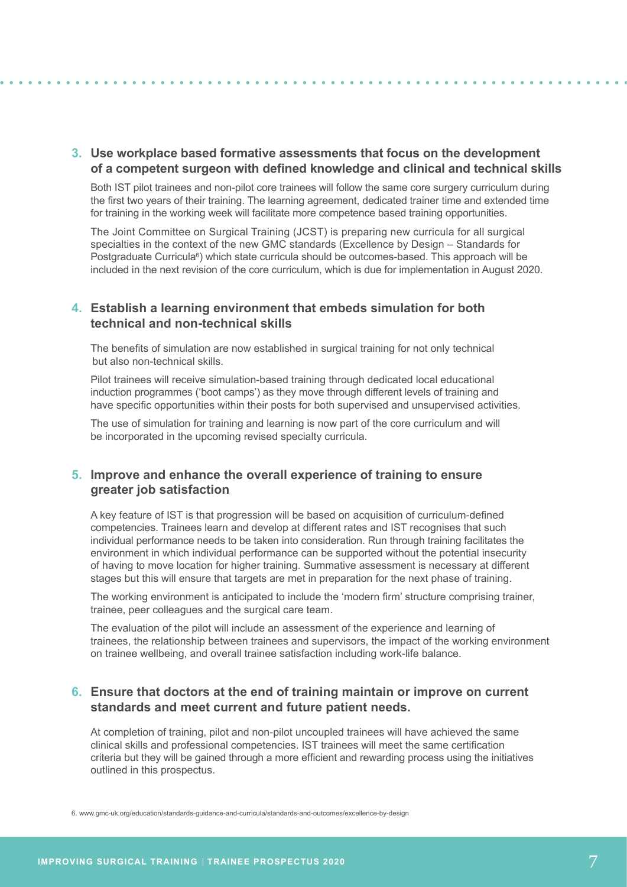### 3. Use workplace based formative assessments that focus on the development of a competent surgeon with defined knowledge and clinical and technical skills

Both IST pilot trainees and non-pilot core trainees will follow the same core surgery curriculum during the first two years of their training. The learning agreement, dedicated trainer time and extended time for training in the working week will facilitate more competence based training opportunities.

The Joint Committee on Surgical Training (JCST) is preparing new curricula for all surgical specialties in the context of the new GMC standards (Excellence by Design – Standards for Postgraduate Curricula[6]) which state curricula should be outcomes-based. This approach will be included in the next revision of the core curriculum, which is due for implementation in August 2020.

### 4. Establish a learning environment that embeds simulation for both technical and non-technical skills

The benefits of simulation are now established in surgical training for not only technical but also non-technical skills.

Pilot trainees will receive simulation-based training through dedicated local educational induction programmes ('boot camps') as they move through different levels of training and have specific opportunities within their posts for both supervised and unsupervised activities.

The use of simulation for training and learning is now part of the core curriculum and will be incorporated in the upcoming revised specialty curricula.

### 5. Improve and enhance the overall experience of training to ensure greater job satisfaction

A key feature of IST is that progression will be based on acquisition of curriculum-defined competencies. Trainees learn and develop at different rates and IST recognises that such individual performance needs to be taken into consideration. Run through training facilitates the environment in which individual performance can be supported without the potential insecurity of having to move location for higher training. Summative assessment is necessary at different stages but this will ensure that targets are met in preparation for the next phase of training.

The working environment is anticipated to include the 'modern firm' structure comprising trainer, trainee, peer colleagues and the surgical care team.

The evaluation of the pilot will include an assessment of the experience and learning of trainees, the relationship between trainees and supervisors, the impact of the working environment on trainee wellbeing, and overall trainee satisfaction including work-life balance.

### 6. Ensure that doctors at the end of training maintain or improve on current standards and meet current and future patient needs.

At completion of training, pilot and non-pilot uncoupled trainees will have achieved the same clinical skills and professional competencies. IST trainees will meet the same certification criteria but they will be gained through a more efficient and rewarding process using the initiatives outlined in this prospectus.

6. www.gmc-uk.org/education/standards-guidance-and-curricula/standards-and-outcomes/excellence-by-design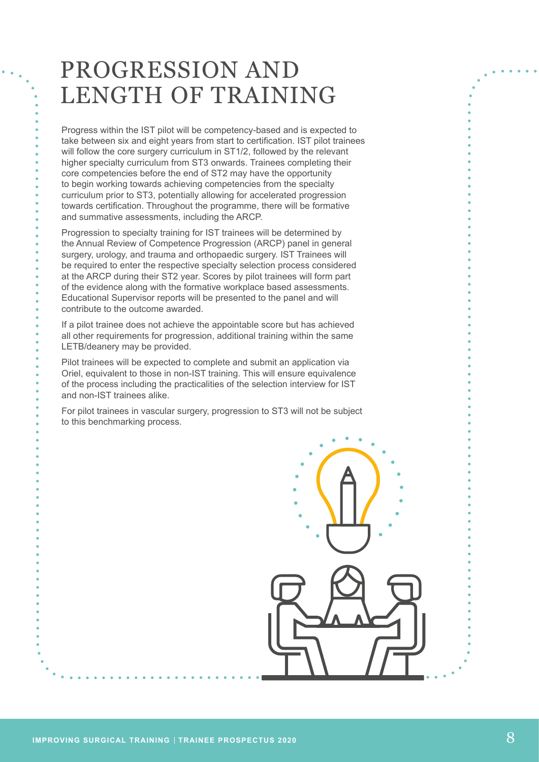# PROGRESSION AND LENGTH OF TRAINING

Progress within the IST pilot will be competency-based and is expected to take between six and eight years from start to certification. IST pilot trainees will follow the core surgery curriculum in ST1/2, followed by the relevant higher specialty curriculum from ST3 onwards. Trainees completing their core competencies before the end of ST2 may have the opportunity to begin working towards achieving competencies from the specialty curriculum prior to ST3, potentially allowing for accelerated progression towards certification. Throughout the programme, there will be formative and summative assessments, including the ARCP.

Progression to specialty training for IST trainees will be determined by the Annual Review of Competence Progression (ARCP) panel in general surgery, urology, and trauma and orthopaedic surgery. IST Trainees will be required to enter the respective specialty selection process considered at the ARCP during their ST2 year. Scores by pilot trainees will form part of the evidence along with the formative workplace based assessments. Educational Supervisor reports will be presented to the panel and will contribute to the outcome awarded.

If a pilot trainee does not achieve the appointable score but has achieved all other requirements for progression, additional training within the same LETB/deanery may be provided.

Pilot trainees will be expected to complete and submit an application via Oriel, equivalent to those in non-IST training. This will ensure equivalence of the process including the practicalities of the selection interview for IST and non-IST trainees alike.

For pilot trainees in vascular surgery, progression to ST3 will not be subject to this benchmarking process.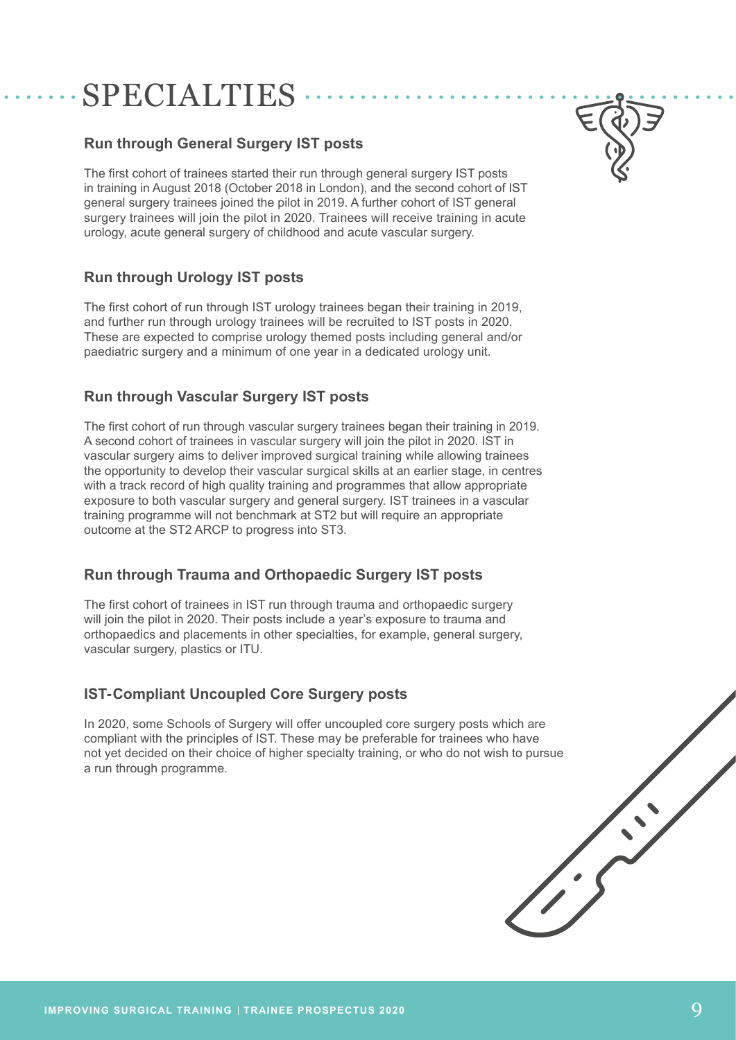# SPECIALTIES

## Run through General Surgery IST posts

The first cohort of trainees started their run through general surgery IST posts in training in August 2018 (October 2018 in London), and the second cohort of IST general surgery trainees joined the pilot in 2019. A further cohort of IST general surgery trainees will join the pilot in 2020. Trainees will receive training in acute urology, acute general surgery of childhood and acute vascular surgery.

## Run through Urology IST posts

The first cohort of run through IST urology trainees began their training in 2019, and further run through urology trainees will be recruited to IST posts in 2020. These are expected to comprise urology themed posts including general and/or paediatric surgery and a minimum of one year in a dedicated urology unit.

## Run through Vascular Surgery IST posts

The first cohort of run through vascular surgery trainees began their training in 2019. A second cohort of trainees in vascular surgery will join the pilot in 2020. IST in vascular surgery aims to deliver improved surgical training while allowing trainees the opportunity to develop their vascular surgical skills at an earlier stage, in centres with a track record of high quality training and programmes that allow appropriate exposure to both vascular surgery and general surgery. IST trainees in a vascular training programme will not benchmark at ST2 but will require an appropriate outcome at the ST2 ARCP to progress into ST3.

## Run through Trauma and Orthopaedic Surgery IST posts

The first cohort of trainees in IST run through trauma and orthopaedic surgery will join the pilot in 2020. Their posts include a year's exposure to trauma and orthopaedics and placements in other specialties, for example, general surgery, vascular surgery, plastics or ITU.

## IST-Compliant Uncoupled Core Surgery posts

In 2020, some Schools of Surgery will offer uncoupled core surgery posts which are compliant with the principles of IST. These may be preferable for trainees who have not yet decided on their choice of higher specialty training, or who do not wish to pursue a run through programme.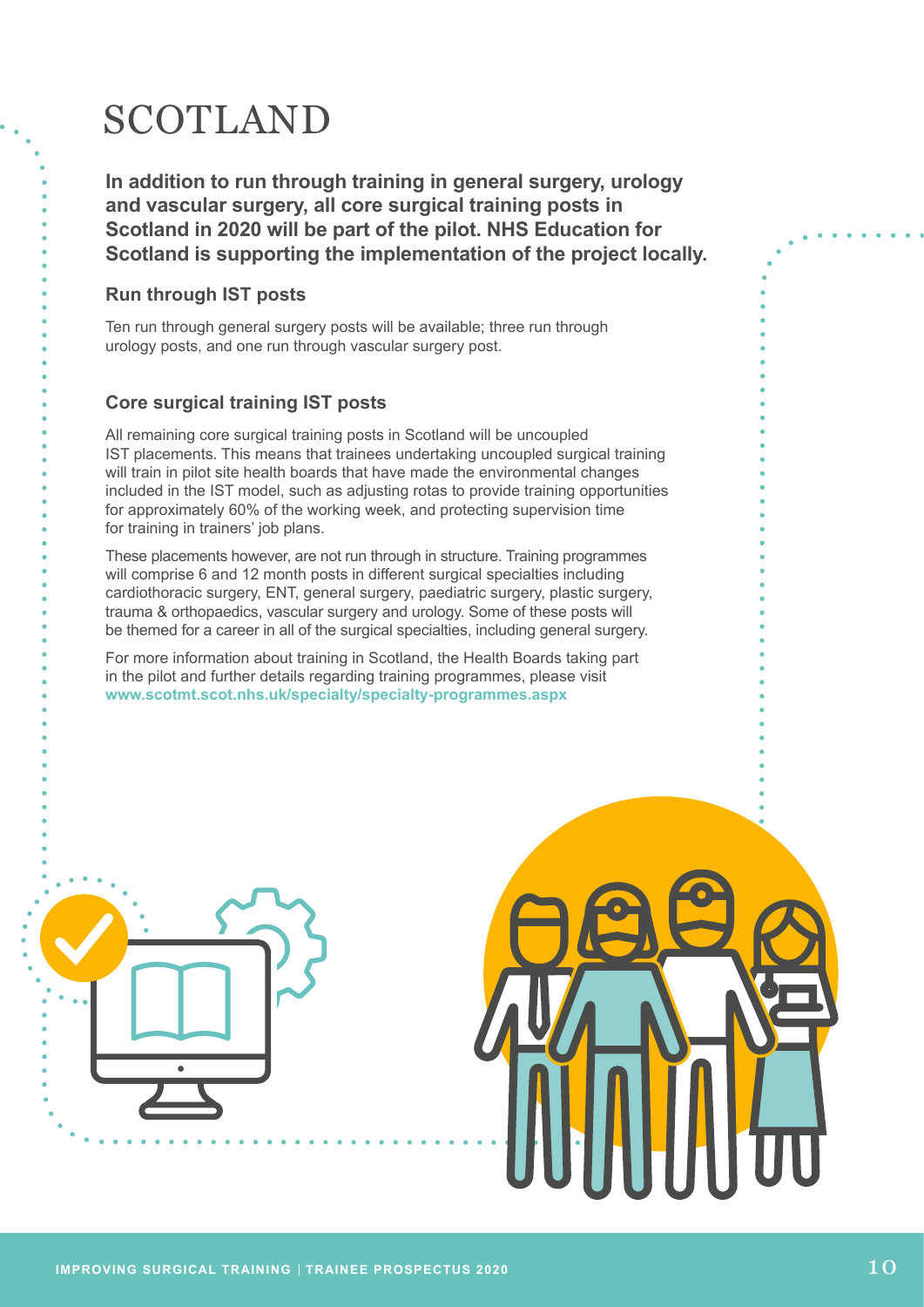# SCOTLAND

**In addition to run through training in general surgery, urology and vascular surgery, all core surgical training posts in Scotland in 2020 will be part of the pilot. NHS Education for Scotland is supporting the implementation of the project locally.**

## Run through IST posts

Ten run through general surgery posts will be available; three run through urology posts, and one run through vascular surgery post.

## Core surgical training IST posts

All remaining core surgical training posts in Scotland will be uncoupled IST placements. This means that trainees undertaking uncoupled surgical training will train in pilot site health boards that have made the environmental changes included in the IST model, such as adjusting rotas to provide training opportunities for approximately 60% of the working week, and protecting supervision time for training in trainers' job plans.

These placements however, are not run through in structure. Training programmes will comprise 6 and 12 month posts in different surgical specialties including cardiothoracic surgery, ENT, general surgery, paediatric surgery, plastic surgery, trauma & orthopaedics, vascular surgery and urology. Some of these posts will be themed for a career in all of the surgical specialties, including general surgery.

For more information about training in Scotland, the Health Boards taking part in the pilot and further details regarding training programmes, please visit **www.scotmt.scot.nhs.uk/specialty/specialty-programmes.aspx**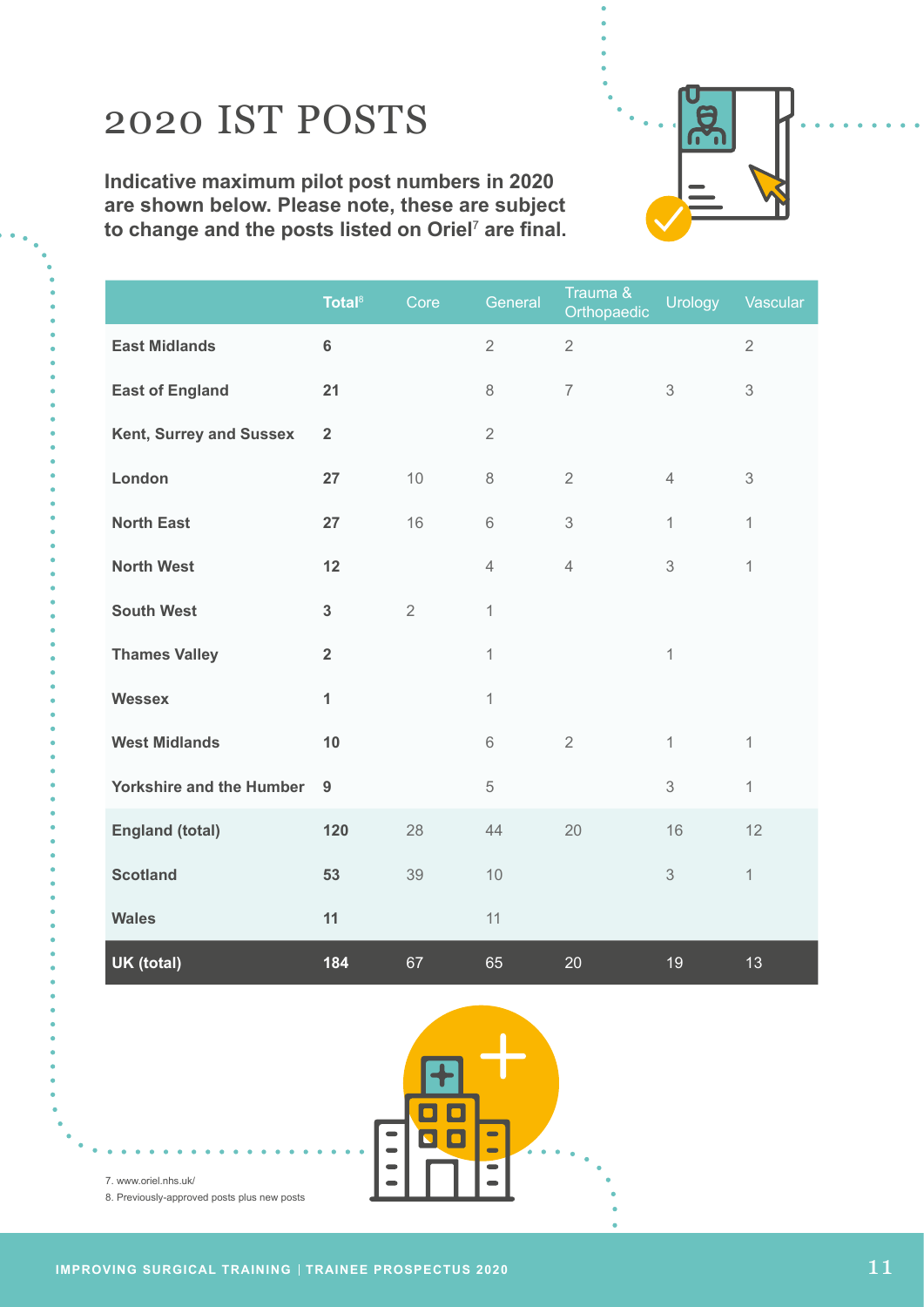# 2020 IST POSTS

**Indicative maximum pilot post numbers in 2020 are shown below. Please note, these are subject to change and the posts listed on Oriel[7] are final.**

| | Total[8] | Core | General | Trauma & Orthopaedic | Urology | Vascular |
|---|---|---|---|---|---|---|
| **East Midlands** | **6** | | 2 | 2 | | 2 |
| **East of England** | **21** | | 8 | 7 | 3 | 3 |
| **Kent, Surrey and Sussex** | **2** | | 2 | | | |
| **London** | **27** | 10 | 8 | 2 | 4 | 3 |
| **North East** | **27** | 16 | 6 | 3 | 1 | 1 |
| **North West** | **12** | | 4 | 4 | 3 | 1 |
| **South West** | **3** | 2 | 1 | | | |
| **Thames Valley** | **2** | | 1 | | 1 | |
| **Wessex** | **1** | | 1 | | | |
| **West Midlands** | **10** | | 6 | 2 | 1 | 1 |
| **Yorkshire and the Humber** | **9** | | 5 | | 3 | 1 |
| **England (total)** | **120** | 28 | 44 | 20 | 16 | 12 |
| **Scotland** | **53** | 39 | 10 | | 3 | 1 |
| **Wales** | **11** | | 11 | | | |
| **UK (total)** | **184** | 67 | 65 | 20 | 19 | 13 |

7. www.oriel.nhs.uk/

8. Previously-approved posts plus new posts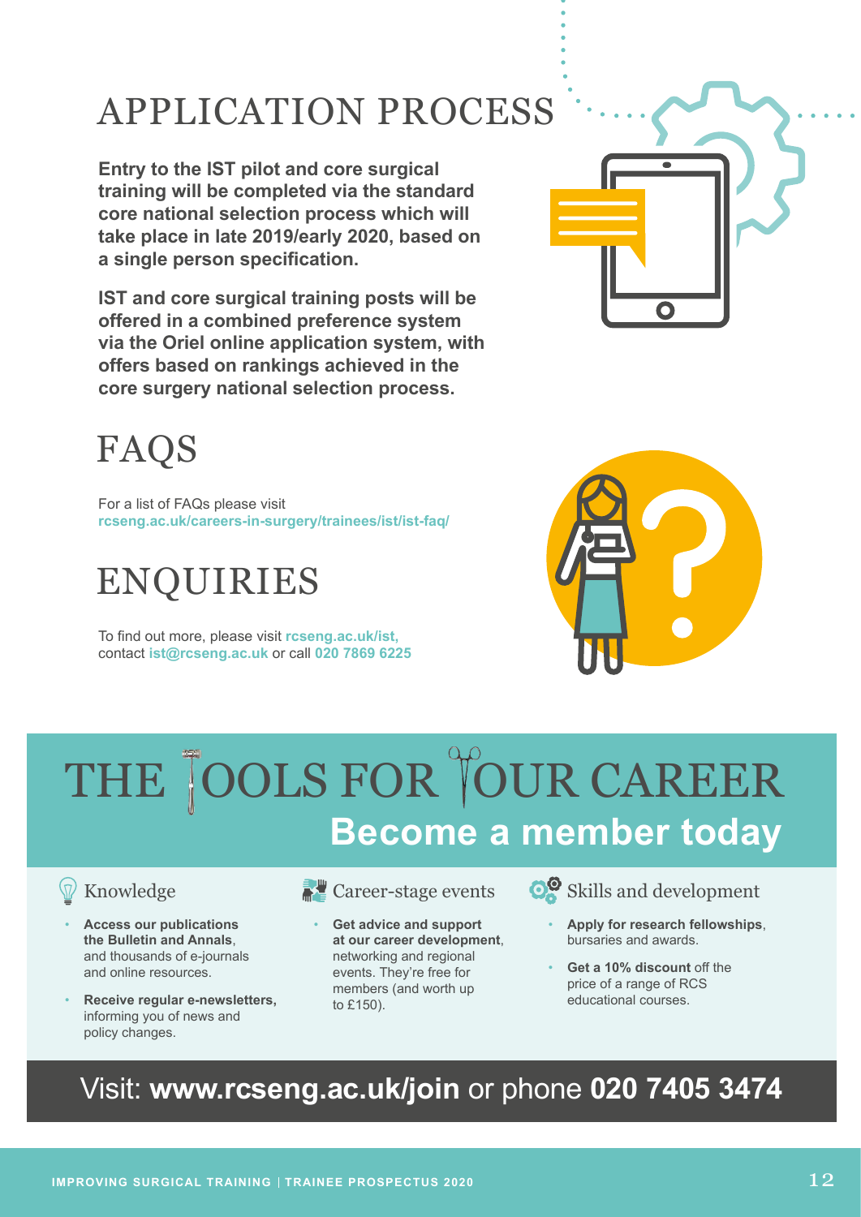# APPLICATION PROCESS

**Entry to the IST pilot and core surgical training will be completed via the standard core national selection process which will take place in late 2019/early 2020, based on a single person specification.**

**IST and core surgical training posts will be offered in a combined preference system via the Oriel online application system, with offers based on rankings achieved in the core surgery national selection process.**

# FAQS

For a list of FAQs please visit **rcseng.ac.uk/careers-in-surgery/trainees/ist/ist-faq/**

# ENQUIRIES

To find out more, please visit **rcseng.ac.uk/ist,** contact **ist@rcseng.ac.uk** or call **020 7869 6225**

# THE TOOLS FOR YOUR CAREER

## Become a member today

### Knowledge

- **Access our publications the Bulletin and Annals**, and thousands of e-journals and online resources.
- **Receive regular e-newsletters,** informing you of news and policy changes.

### Career-stage events

- **Get advice and support at our career development**, networking and regional events. They're free for members (and worth up to £150).

### Skills and development

- **Apply for research fellowships**, bursaries and awards.
- **Get a 10% discount** off the price of a range of RCS educational courses.

Visit: **www.rcseng.ac.uk/join** or phone **020 7405 3474**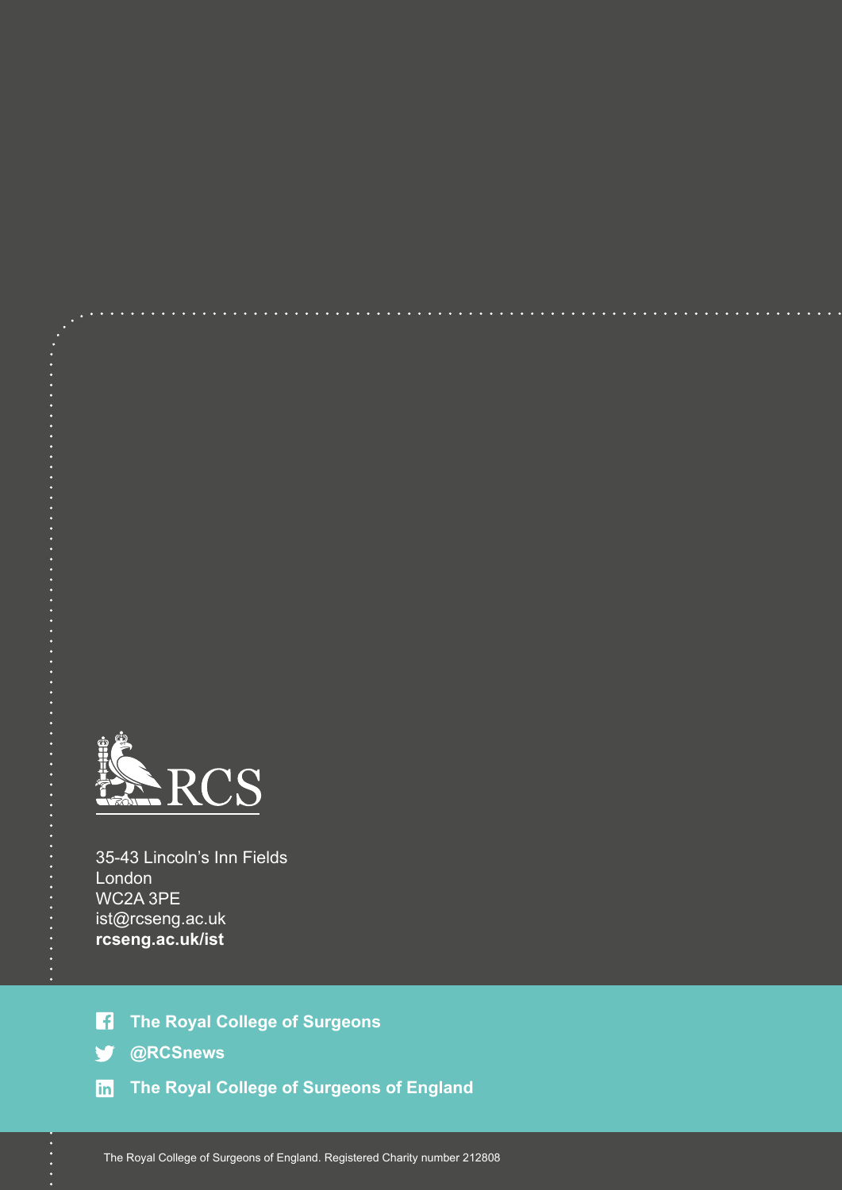RCS

35-43 Lincoln's Inn Fields
London
WC2A 3PE
ist@rcseng.ac.uk
**rcseng.ac.uk/ist**

**The Royal College of Surgeons**

**@RCSnews**

**The Royal College of Surgeons of England**

The Royal College of Surgeons of England. Registered Charity number 212808